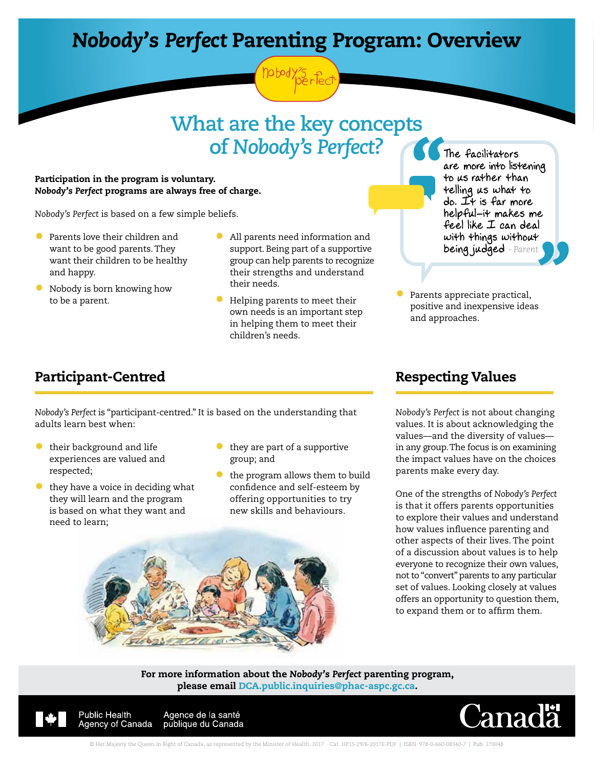# *Nobody's Perfect* Parenting Program: Overview

## What are the key concepts of *Nobody's Perfect*?

**Participation in the program is voluntary.**
***Nobody's Perfect*** **programs are always free of charge.**

*Nobody's Perfect* is based on a few simple beliefs.

- Parents love their children and want to be good parents. They want their children to be healthy and happy.
- Nobody is born knowing how to be a parent.
- All parents need information and support. Being part of a supportive group can help parents to recognize their strengths and understand their needs.
- Helping parents to meet their own needs is an important step in helping them to meet their children's needs.
- Parents appreciate practical, positive and inexpensive ideas and approaches.

> "The facilitators are more into listening to us rather than telling us what to do. It is far more helpful—it makes me feel like I can deal with things without being judged" - Parent

## Participant-Centred

*Nobody's Perfect* is "participant-centred." It is based on the understanding that adults learn best when:

- their background and life experiences are valued and respected;
- they have a voice in deciding what they will learn and the program is based on what they want and need to learn;
- they are part of a supportive group; and
- the program allows them to build confidence and self-esteem by offering opportunities to try new skills and behaviours.

## Respecting Values

*Nobody's Perfect* is not about changing values. It is about acknowledging the values—and the diversity of values—in any group. The focus is on examining the impact values have on the choices parents make every day.

One of the strengths of *Nobody's Perfect* is that it offers parents opportunities to explore their values and understand how values influence parenting and other aspects of their lives. The point of a discussion about values is to help everyone to recognize their own values, not to "convert" parents to any particular set of values. Looking closely at values offers an opportunity to question them, to expand them or to affirm them.

**For more information about the *Nobody's Perfect* parenting program, please email DCA.public.inquiries@phac-aspc.gc.ca.**

Public Health Agency of Canada | Agence de la santé publique du Canada

Canada

© Her Majesty the Queen in Right of Canada, as represented by the Minister of Health, 2017 Cat: HP15-29/6-2017E-PDF | ISBN: 978-0-660-08340-7 | Pub: 170048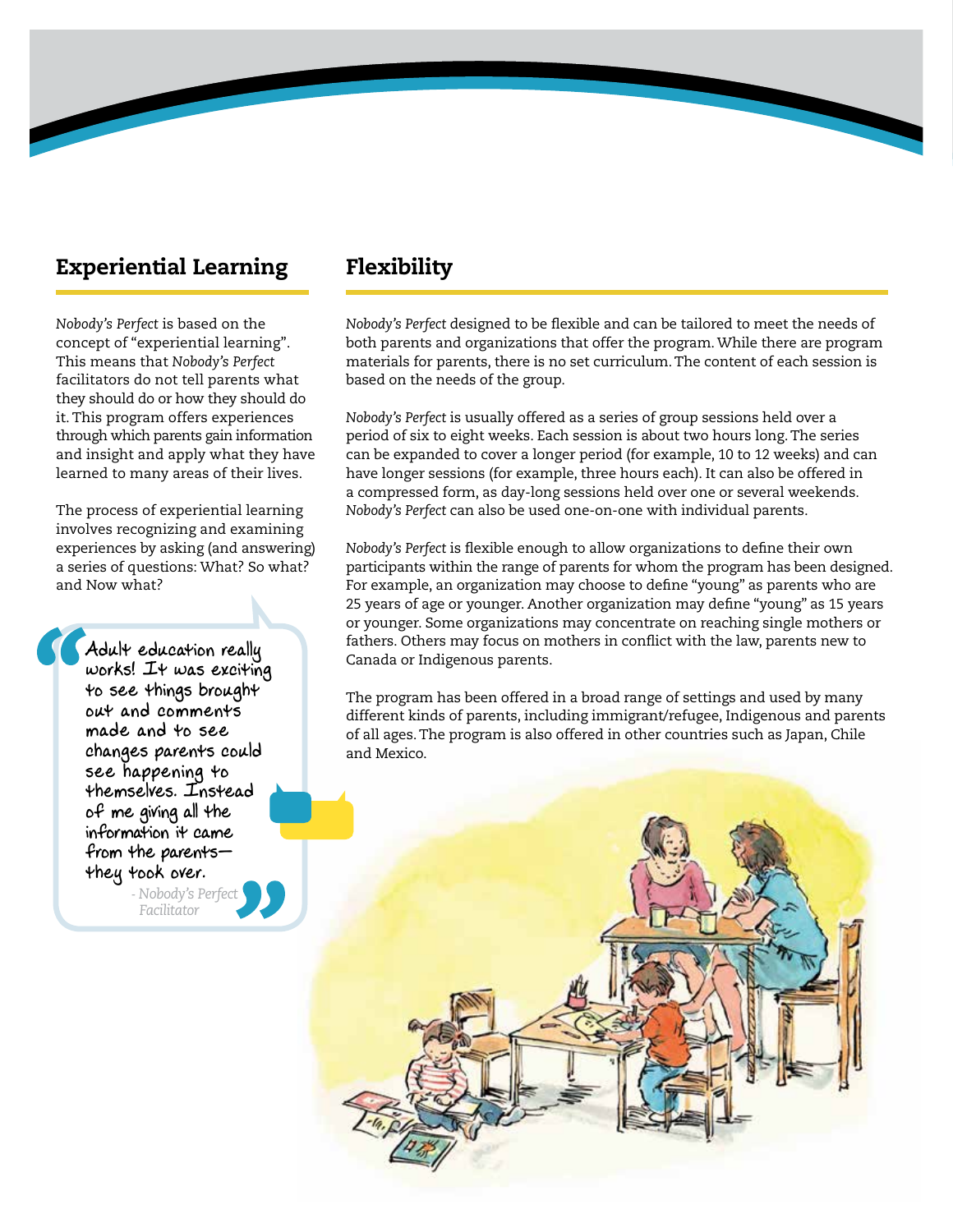## Experiential Learning

*Nobody's Perfect* is based on the concept of "experiential learning". This means that *Nobody's Perfect* facilitators do not tell parents what they should do or how they should do it. This program offers experiences through which parents gain information and insight and apply what they have learned to many areas of their lives.

The process of experiential learning involves recognizing and examining experiences by asking (and answering) a series of questions: What? So what? and Now what?

> "Adult education really works! It was exciting to see things brought out and comments made and to see changes parents could see happening to themselves. Instead of me giving all the information it came from the parents—they took over."
>
> *- Nobody's Perfect Facilitator*

## Flexibility

*Nobody's Perfect* designed to be flexible and can be tailored to meet the needs of both parents and organizations that offer the program. While there are program materials for parents, there is no set curriculum. The content of each session is based on the needs of the group.

*Nobody's Perfect* is usually offered as a series of group sessions held over a period of six to eight weeks. Each session is about two hours long. The series can be expanded to cover a longer period (for example, 10 to 12 weeks) and can have longer sessions (for example, three hours each). It can also be offered in a compressed form, as day-long sessions held over one or several weekends. *Nobody's Perfect* can also be used one-on-one with individual parents.

*Nobody's Perfect* is flexible enough to allow organizations to define their own participants within the range of parents for whom the program has been designed. For example, an organization may choose to define "young" as parents who are 25 years of age or younger. Another organization may define "young" as 15 years or younger. Some organizations may concentrate on reaching single mothers or fathers. Others may focus on mothers in conflict with the law, parents new to Canada or Indigenous parents.

The program has been offered in a broad range of settings and used by many different kinds of parents, including immigrant/refugee, Indigenous and parents of all ages. The program is also offered in other countries such as Japan, Chile and Mexico.